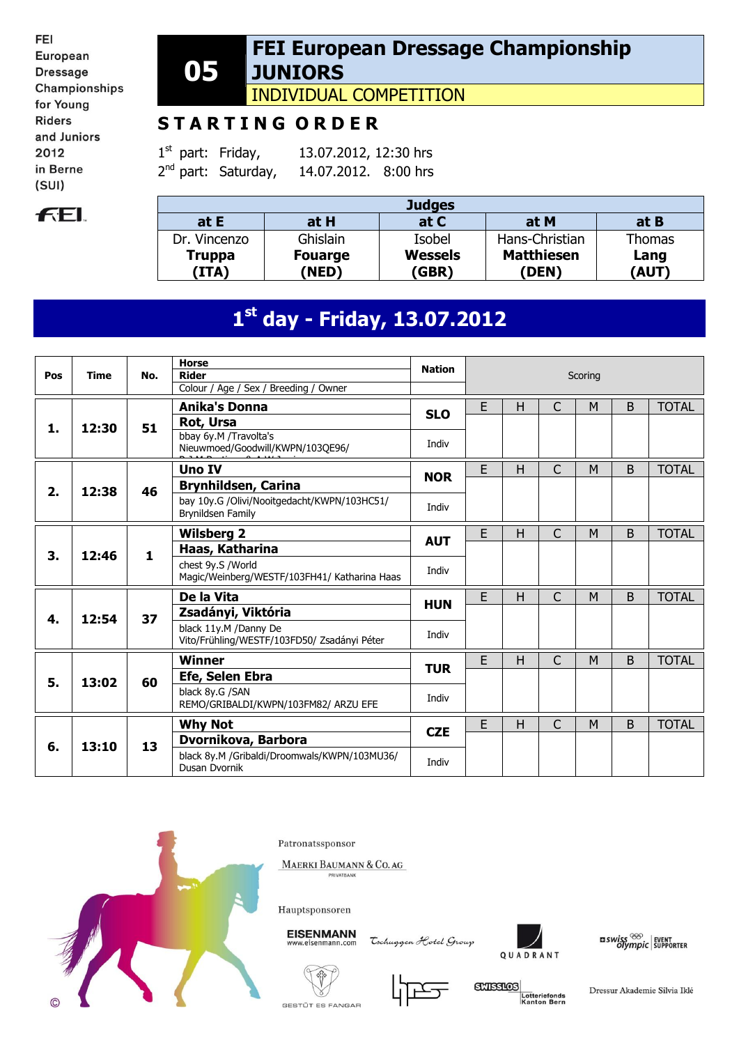FEI European Dressage Championships for Young Riders and Juniors 2012 in Berne (SUI)

# 05 FEI European Dressage Championship JUNIORS

## INDIVIDUAL COMPETITION

## STARTING ORDER

1st part: Friday, 13.07.2012, 12:30 hrs

2nd part: Saturday, 14.07.2012. 8:00 hrs

| Judges | | | | |
|---|---|---|---|---|
| at E | at H | at C | at M | at B |
| Dr. Vincenzo **Truppa** **(ITA)** | Ghislain **Fouarge** **(NED)** | Isobel **Wessels** **(GBR)** | Hans-Christian **Matthiesen** **(DEN)** | Thomas **Lang** **(AUT)** |

## 1st day - Friday, 13.07.2012

| Pos | Time | No. | Horse / Rider / Colour / Age / Sex / Breeding / Owner | Nation | E | H | C | M | B | TOTAL |
|---|---|---|---|---|---|---|---|---|---|---|
| 1. | 12:30 | 51 | **Anika's Donna** / **Rot, Ursa** / bbay 6y.M /Travolta's Nieuwmoed/Goodwill/KWPN/103QE96/ | **SLO** Indiv | | | | | | |
| 2. | 12:38 | 46 | **Uno IV** / **Brynhildsen, Carina** / bay 10y.G /Olivi/Nooitgedacht/KWPN/103HC51/ Brynildsen Family | **NOR** Indiv | | | | | | |
| 3. | 12:46 | 1 | **Wilsberg 2** / **Haas, Katharina** / chest 9y.S /World Magic/Weinberg/WESTF/103FH41/ Katharina Haas | **AUT** Indiv | | | | | | |
| 4. | 12:54 | 37 | **De la Vita** / **Zsadányi, Viktória** / black 11y.M /Danny De Vito/Frühling/WESTF/103FD50/ Zsadányi Péter | **HUN** Indiv | | | | | | |
| 5. | 13:02 | 60 | **Winner** / **Efe, Selen Ebra** / black 8y.G /SAN REMO/GRIBALDI/KWPN/103FM82/ ARZU EFE | **TUR** Indiv | | | | | | |
| 6. | 13:10 | 13 | **Why Not** / **Dvornikova, Barbora** / black 8y.M /Gribaldi/Droomwals/KWPN/103MU36/ Dusan Dvornik | **CZE** Indiv | | | | | | |

Patronatssponsor

MAERKI BAUMANN & CO. AG PRIVATBANK

Hauptsponsoren

EISENMANN www.eisenmann.com · Tschuggen Hotel Group · QUADRANT · swiss olympic EVENT SUPPORTER · GESTÜT ES FANGAR · SWISSLOS Lotteriefonds Kanton Bern · Dressur Akademie Silvia Iklé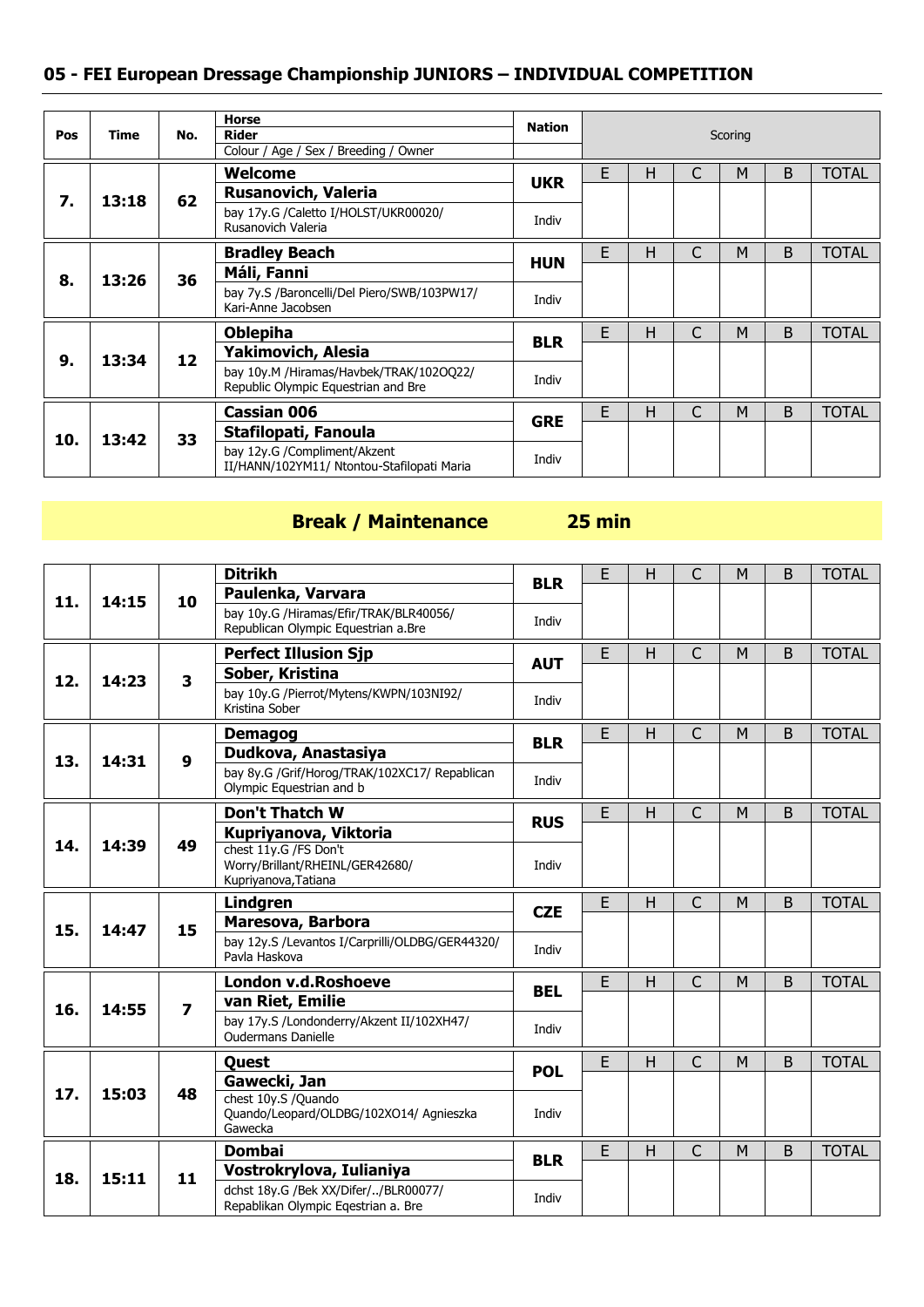## 05 - FEI European Dressage Championship JUNIORS – INDIVIDUAL COMPETITION

| Pos | Time | No. | Horse / Rider / Colour / Age / Sex / Breeding / Owner | Nation | E | H | C | M | B | TOTAL |
|---|---|---|---|---|---|---|---|---|---|---|
| 7. | 13:18 | 62 | **Welcome**<br>**Rusanovich, Valeria**<br>bay 17y.G /Caletto I/HOLST/UKR00020/ Rusanovich Valeria | **UKR**<br>Indiv | | | | | | |
| 8. | 13:26 | 36 | **Bradley Beach**<br>**Máli, Fanni**<br>bay 7y.S /Baroncelli/Del Piero/SWB/103PW17/ Kari-Anne Jacobsen | **HUN**<br>Indiv | | | | | | |
| 9. | 13:34 | 12 | **Oblepiha**<br>**Yakimovich, Alesia**<br>bay 10y.M /Hiramas/Havbek/TRAK/102OQ22/ Republic Olympic Equestrian and Bre | **BLR**<br>Indiv | | | | | | |
| 10. | 13:42 | 33 | **Cassian 006**<br>**Stafilopati, Fanoula**<br>bay 12y.G /Compliment/Akzent II/HANN/102YM11/ Ntontou-Stafilopati Maria | **GRE**<br>Indiv | | | | | | |

**Break / Maintenance 25 min**

| Pos | Time | No. | Horse / Rider / Colour / Age / Sex / Breeding / Owner | Nation | E | H | C | M | B | TOTAL |
|---|---|---|---|---|---|---|---|---|---|---|
| 11. | 14:15 | 10 | **Ditrikh**<br>**Paulenka, Varvara**<br>bay 10y.G /Hiramas/Efir/TRAK/BLR40056/ Republican Olympic Equestrian a.Bre | **BLR**<br>Indiv | | | | | | |
| 12. | 14:23 | 3 | **Perfect Illusion Sjp**<br>**Sober, Kristina**<br>bay 10y.G /Pierrot/Mytens/KWPN/103NI92/ Kristina Sober | **AUT**<br>Indiv | | | | | | |
| 13. | 14:31 | 9 | **Demagog**<br>**Dudkova, Anastasiya**<br>bay 8y.G /Grif/Horog/TRAK/102XC17/ Repablican Olympic Equestrian and b | **BLR**<br>Indiv | | | | | | |
| 14. | 14:39 | 49 | **Don't Thatch W**<br>**Kupriyanova, Viktoria**<br>chest 11y.G /FS Don't Worry/Brillant/RHEINL/GER42680/ Kupriyanova,Tatiana | **RUS**<br>Indiv | | | | | | |
| 15. | 14:47 | 15 | **Lindgren**<br>**Maresova, Barbora**<br>bay 12y.S /Levantos I/Carprilli/OLDBG/GER44320/ Pavla Haskova | **CZE**<br>Indiv | | | | | | |
| 16. | 14:55 | 7 | **London v.d.Roshoeve**<br>**van Riet, Emilie**<br>bay 17y.S /Londonderry/Akzent II/102XH47/ Oudermans Danielle | **BEL**<br>Indiv | | | | | | |
| 17. | 15:03 | 48 | **Quest**<br>**Gawecki, Jan**<br>chest 10y.S /Quando Quando/Leopard/OLDBG/102XO14/ Agnieszka Gawecka | **POL**<br>Indiv | | | | | | |
| 18. | 15:11 | 11 | **Dombai**<br>**Vostrokrylova, Iulianiya**<br>dchst 18y.G /Bek XX/Difer/../BLR00077/ Repablikan Olympic Eqestrian a. Bre | **BLR**<br>Indiv | | | | | | |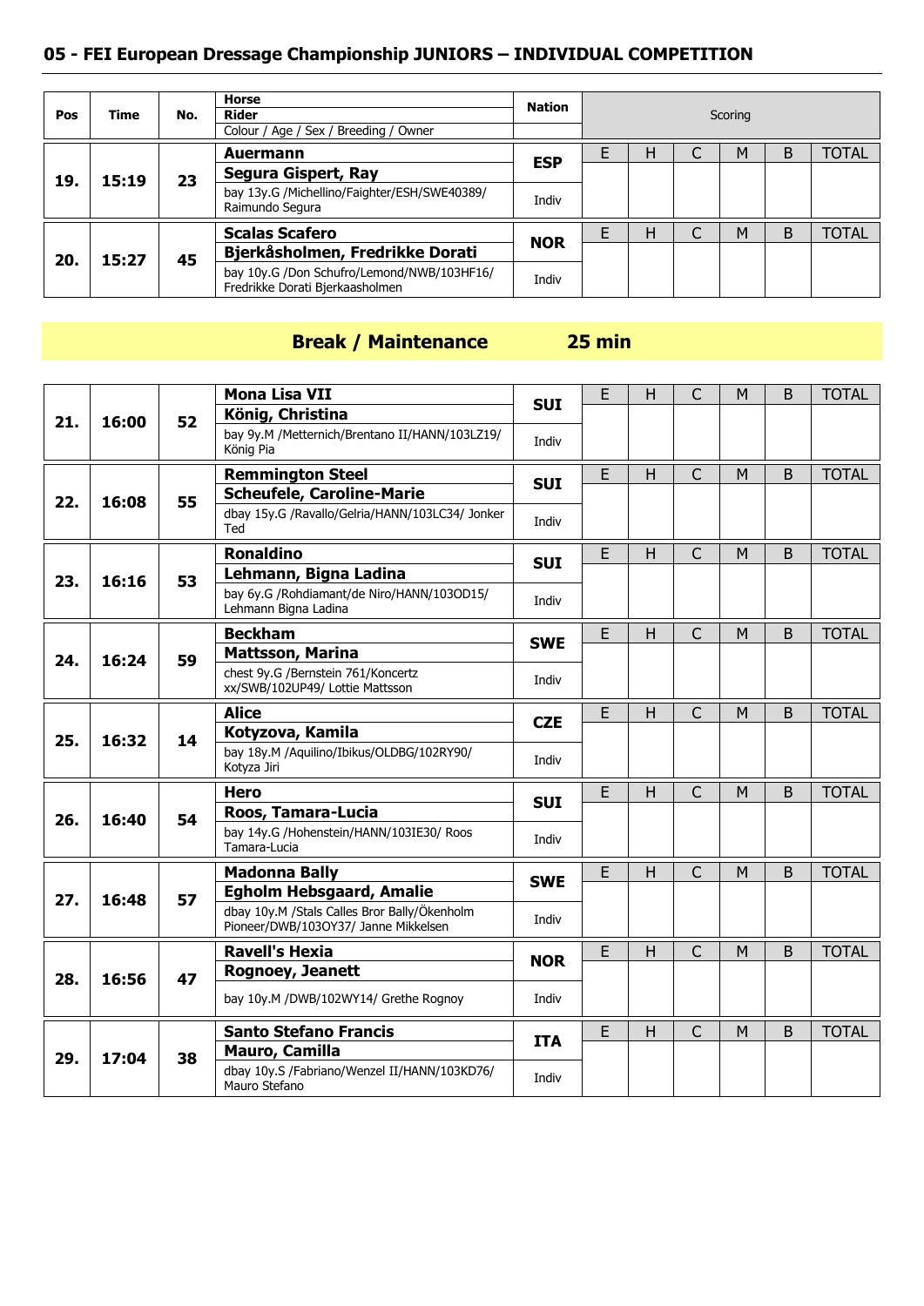## 05 - FEI European Dressage Championship JUNIORS – INDIVIDUAL COMPETITION

| Pos | Time | No. | Horse / Rider / Colour / Age / Sex / Breeding / Owner | Nation | E | H | C | M | B | TOTAL |
|---|---|---|---|---|---|---|---|---|---|---|
| 19. | 15:19 | 23 | **Auermann**<br>**Segura Gispert, Ray**<br>bay 13y.G /Michellino/Faighter/ESH/SWE40389/ Raimundo Segura | **ESP**<br>Indiv | | | | | | |
| 20. | 15:27 | 45 | **Scalas Scafero**<br>**Bjerkåsholmen, Fredrikke Dorati**<br>bay 10y.G /Don Schufro/Lemond/NWB/103HF16/ Fredrikke Dorati Bjerkaasholmen | **NOR**<br>Indiv | | | | | | |

**Break / Maintenance 25 min**

| Pos | Time | No. | Horse / Rider / Colour / Age / Sex / Breeding / Owner | Nation | E | H | C | M | B | TOTAL |
|---|---|---|---|---|---|---|---|---|---|---|
| 21. | 16:00 | 52 | **Mona Lisa VII**<br>**König, Christina**<br>bay 9y.M /Metternich/Brentano II/HANN/103LZ19/ König Pia | **SUI**<br>Indiv | | | | | | |
| 22. | 16:08 | 55 | **Remmington Steel**<br>**Scheufele, Caroline-Marie**<br>dbay 15y.G /Ravallo/Gelria/HANN/103LC34/ Jonker Ted | **SUI**<br>Indiv | | | | | | |
| 23. | 16:16 | 53 | **Ronaldino**<br>**Lehmann, Bigna Ladina**<br>bay 6y.G /Rohdiamant/de Niro/HANN/103OD15/ Lehmann Bigna Ladina | **SUI**<br>Indiv | | | | | | |
| 24. | 16:24 | 59 | **Beckham**<br>**Mattsson, Marina**<br>chest 9y.G /Bernstein 761/Koncertz xx/SWB/102UP49/ Lottie Mattsson | **SWE**<br>Indiv | | | | | | |
| 25. | 16:32 | 14 | **Alice**<br>**Kotyzova, Kamila**<br>bay 18y.M /Aquilino/Ibikus/OLDBG/102RY90/ Kotyza Jiri | **CZE**<br>Indiv | | | | | | |
| 26. | 16:40 | 54 | **Hero**<br>**Roos, Tamara-Lucia**<br>bay 14y.G /Hohenstein/HANN/103IE30/ Roos Tamara-Lucia | **SUI**<br>Indiv | | | | | | |
| 27. | 16:48 | 57 | **Madonna Bally**<br>**Egholm Hebsgaard, Amalie**<br>dbay 10y.M /Stals Calles Bror Bally/Ökenholm Pioneer/DWB/103OY37/ Janne Mikkelsen | **SWE**<br>Indiv | | | | | | |
| 28. | 16:56 | 47 | **Ravell's Hexia**<br>**Rognoey, Jeanett**<br>bay 10y.M /DWB/102WY14/ Grethe Rognoy | **NOR**<br>Indiv | | | | | | |
| 29. | 17:04 | 38 | **Santo Stefano Francis**<br>**Mauro, Camilla**<br>dbay 10y.S /Fabriano/Wenzel II/HANN/103KD76/ Mauro Stefano | **ITA**<br>Indiv | | | | | | |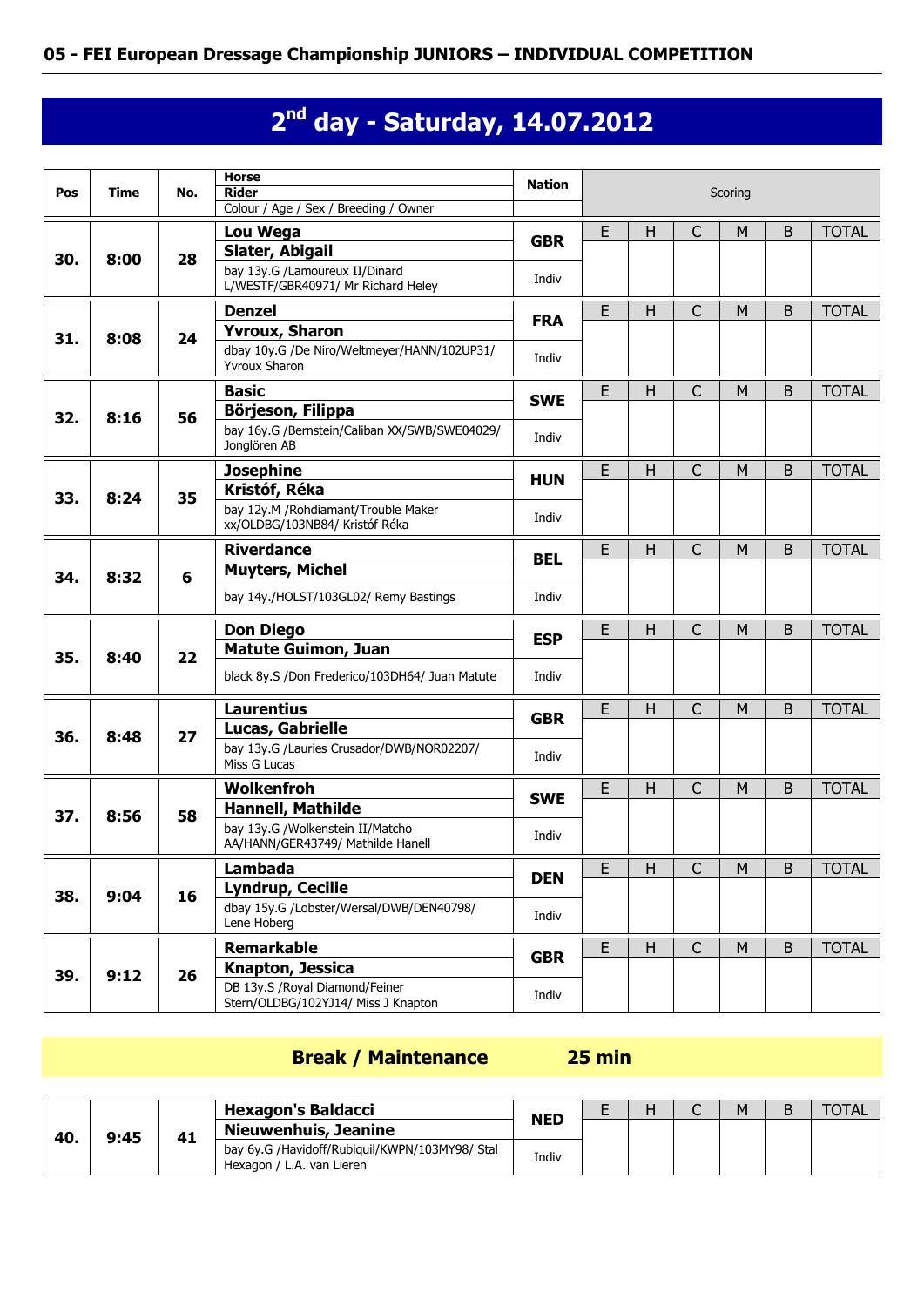## 05 - FEI European Dressage Championship JUNIORS – INDIVIDUAL COMPETITION

# 2nd day - Saturday, 14.07.2012

| Pos | Time | No. | Horse / Rider / Colour / Age / Sex / Breeding / Owner | Nation | E | H | C | M | B | TOTAL |
|---|---|---|---|---|---|---|---|---|---|---|
| 30. | 8:00 | 28 | **Lou Wega** / **Slater, Abigail** / bay 13y.G /Lamoureux II/Dinard L/WESTF/GBR40971/ Mr Richard Heley | **GBR** Indiv | | | | | | |
| 31. | 8:08 | 24 | **Denzel** / **Yvroux, Sharon** / dbay 10y.G /De Niro/Weltmeyer/HANN/102UP31/ Yvroux Sharon | **FRA** Indiv | | | | | | |
| 32. | 8:16 | 56 | **Basic** / **Börjeson, Filippa** / bay 16y.G /Bernstein/Caliban XX/SWB/SWE04029/ Jonglören AB | **SWE** Indiv | | | | | | |
| 33. | 8:24 | 35 | **Josephine** / **Kristóf, Réka** / bay 12y.M /Rohdiamant/Trouble Maker xx/OLDBG/103NB84/ Kristóf Réka | **HUN** Indiv | | | | | | |
| 34. | 8:32 | 6 | **Riverdance** / **Muyters, Michel** / bay 14y./HOLST/103GL02/ Remy Bastings | **BEL** Indiv | | | | | | |
| 35. | 8:40 | 22 | **Don Diego** / **Matute Guimon, Juan** / black 8y.S /Don Frederico/103DH64/ Juan Matute | **ESP** Indiv | | | | | | |
| 36. | 8:48 | 27 | **Laurentius** / **Lucas, Gabrielle** / bay 13y.G /Lauries Crusador/DWB/NOR02207/ Miss G Lucas | **GBR** Indiv | | | | | | |
| 37. | 8:56 | 58 | **Wolkenfroh** / **Hannell, Mathilde** / bay 13y.G /Wolkenstein II/Matcho AA/HANN/GER43749/ Mathilde Hanell | **SWE** Indiv | | | | | | |
| 38. | 9:04 | 16 | **Lambada** / **Lyndrup, Cecilie** / dbay 15y.G /Lobster/Wersal/DWB/DEN40798/ Lene Hoberg | **DEN** Indiv | | | | | | |
| 39. | 9:12 | 26 | **Remarkable** / **Knapton, Jessica** / DB 13y.S /Royal Diamond/Feiner Stern/OLDBG/102YJ14/ Miss J Knapton | **GBR** Indiv | | | | | | |

**Break / Maintenance 25 min**

| Pos | Time | No. | Horse / Rider / Colour / Age / Sex / Breeding / Owner | Nation | E | H | C | M | B | TOTAL |
|---|---|---|---|---|---|---|---|---|---|---|
| 40. | 9:45 | 41 | **Hexagon's Baldacci** / **Nieuwenhuis, Jeanine** / bay 6y.G /Havidoff/Rubiquil/KWPN/103MY98/ Stal Hexagon / L.A. van Lieren | **NED** Indiv | | | | | | |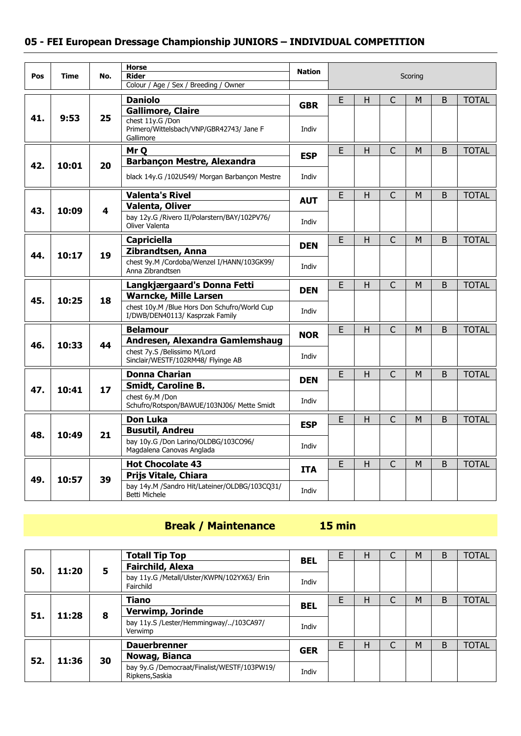## 05 - FEI European Dressage Championship JUNIORS – INDIVIDUAL COMPETITION

| Pos | Time | No. | Horse / Rider / Colour / Age / Sex / Breeding / Owner | Nation | E | H | C | M | B | TOTAL |
|---|---|---|---|---|---|---|---|---|---|---|
| 41. | 9:53 | 25 | **Daniolo**<br>**Gallimore, Claire**<br>chest 11y.G /Don Primero/Wittelsbach/VNP/GBR42743/ Jane F Gallimore | **GBR**<br>Indiv | | | | | | |
| 42. | 10:01 | 20 | **Mr Q**<br>**Barbançon Mestre, Alexandra**<br>black 14y.G /102US49/ Morgan Barbançon Mestre | **ESP**<br>Indiv | | | | | | |
| 43. | 10:09 | 4 | **Valenta's Rivel**<br>**Valenta, Oliver**<br>bay 12y.G /Rivero II/Polarstern/BAY/102PV76/ Oliver Valenta | **AUT**<br>Indiv | | | | | | |
| 44. | 10:17 | 19 | **Capriciella**<br>**Zibrandtsen, Anna**<br>chest 9y.M /Cordoba/Wenzel I/HANN/103GK99/ Anna Zibrandtsen | **DEN**<br>Indiv | | | | | | |
| 45. | 10:25 | 18 | **Langkjærgaard's Donna Fetti**<br>**Warncke, Mille Larsen**<br>chest 10y.M /Blue Hors Don Schufro/World Cup I/DWB/DEN40113/ Kasprzak Family | **DEN**<br>Indiv | | | | | | |
| 46. | 10:33 | 44 | **Belamour**<br>**Andresen, Alexandra Gamlemshaug**<br>chest 7y.S /Belissimo M/Lord Sinclair/WESTF/102RM48/ Flyinge AB | **NOR**<br>Indiv | | | | | | |
| 47. | 10:41 | 17 | **Donna Charian**<br>**Smidt, Caroline B.**<br>chest 6y.M /Don Schufro/Rotspon/BAWUE/103NJ06/ Mette Smidt | **DEN**<br>Indiv | | | | | | |
| 48. | 10:49 | 21 | **Don Luka**<br>**Busutil, Andreu**<br>bay 10y.G /Don Larino/OLDBG/103CO96/ Magdalena Canovas Anglada | **ESP**<br>Indiv | | | | | | |
| 49. | 10:57 | 39 | **Hot Chocolate 43**<br>**Prijs Vitale, Chiara**<br>bay 14y.M /Sandro Hit/Lateiner/OLDBG/103CQ31/ Betti Michele | **ITA**<br>Indiv | | | | | | |

**Break / Maintenance 15 min**

| Pos | Time | No. | Horse / Rider / Colour / Age / Sex / Breeding / Owner | Nation | E | H | C | M | B | TOTAL |
|---|---|---|---|---|---|---|---|---|---|---|
| 50. | 11:20 | 5 | **Totall Tip Top**<br>**Fairchild, Alexa**<br>bay 11y.G /Metall/Ulster/KWPN/102YX63/ Erin Fairchild | **BEL**<br>Indiv | | | | | | |
| 51. | 11:28 | 8 | **Tiano**<br>**Verwimp, Jorinde**<br>bay 11y.S /Lester/Hemmingway/../103CA97/ Verwimp | **BEL**<br>Indiv | | | | | | |
| 52. | 11:36 | 30 | **Dauerbrenner**<br>**Nowag, Bianca**<br>bay 9y.G /Democraat/Finalist/WESTF/103PW19/ Ripkens,Saskia | **GER**<br>Indiv | | | | | | |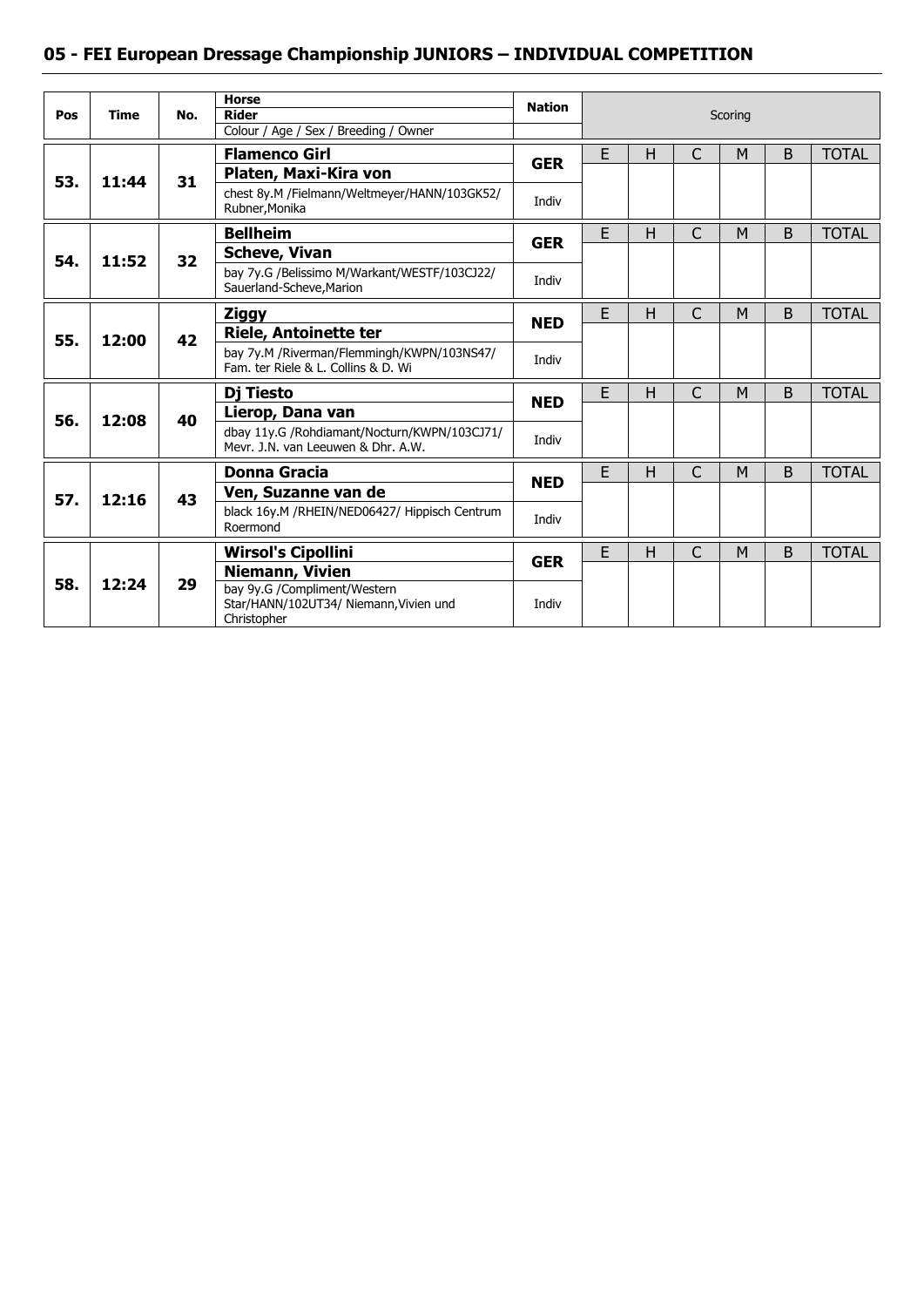## 05 - FEI European Dressage Championship JUNIORS – INDIVIDUAL COMPETITION

| Pos | Time | No. | Horse / Rider / Colour / Age / Sex / Breeding / Owner | Nation | E | H | C | M | B | TOTAL |
|---|---|---|---|---|---|---|---|---|---|---|
| 53. | 11:44 | 31 | **Flamenco Girl**<br>**Platen, Maxi-Kira von**<br>chest 8y.M /Fielmann/Weltmeyer/HANN/103GK52/ Rubner,Monika | **GER**<br>Indiv | | | | | | |
| 54. | 11:52 | 32 | **Bellheim**<br>**Scheve, Vivan**<br>bay 7y.G /Belissimo M/Warkant/WESTF/103CJ22/ Sauerland-Scheve,Marion | **GER**<br>Indiv | | | | | | |
| 55. | 12:00 | 42 | **Ziggy**<br>**Riele, Antoinette ter**<br>bay 7y.M /Riverman/Flemmingh/KWPN/103NS47/ Fam. ter Riele & L. Collins & D. Wi | **NED**<br>Indiv | | | | | | |
| 56. | 12:08 | 40 | **Dj Tiesto**<br>**Lierop, Dana van**<br>dbay 11y.G /Rohdiamant/Nocturn/KWPN/103CJ71/ Mevr. J.N. van Leeuwen & Dhr. A.W. | **NED**<br>Indiv | | | | | | |
| 57. | 12:16 | 43 | **Donna Gracia**<br>**Ven, Suzanne van de**<br>black 16y.M /RHEIN/NED06427/ Hippisch Centrum Roermond | **NED**<br>Indiv | | | | | | |
| 58. | 12:24 | 29 | **Wirsol's Cipollini**<br>**Niemann, Vivien**<br>bay 9y.G /Compliment/Western Star/HANN/102UT34/ Niemann,Vivien und Christopher | **GER**<br>Indiv | | | | | | |